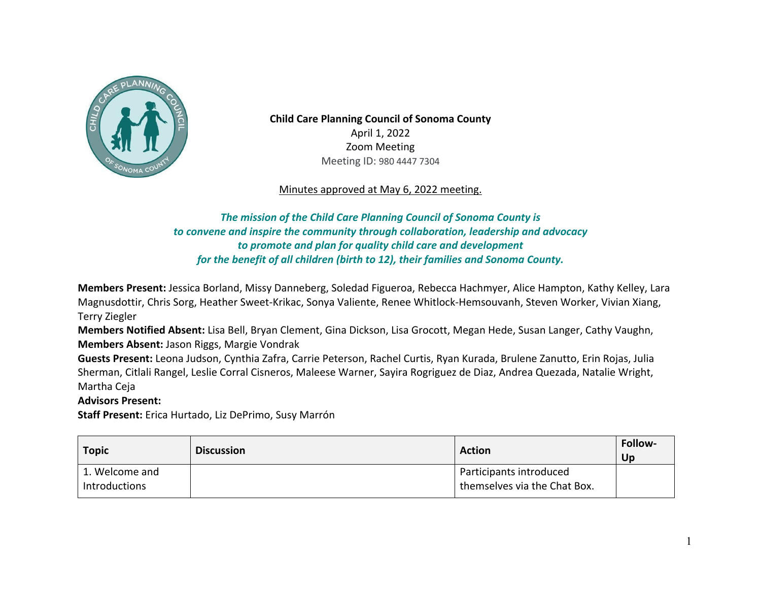**Child Care Planning Council of Sonoma County**
April 1, 2022
Zoom Meeting
Meeting ID: 980 4447 7304

Minutes approved at May 6, 2022 meeting.

***The mission of the Child Care Planning Council of Sonoma County is to convene and inspire the community through collaboration, leadership and advocacy to promote and plan for quality child care and development for the benefit of all children (birth to 12), their families and Sonoma County.***

**Members Present:** Jessica Borland, Missy Danneberg, Soledad Figueroa, Rebecca Hachmyer, Alice Hampton, Kathy Kelley, Lara Magnusdottir, Chris Sorg, Heather Sweet-Krikac, Sonya Valiente, Renee Whitlock-Hemsouvanh, Steven Worker, Vivian Xiang, Terry Ziegler
**Members Notified Absent:** Lisa Bell, Bryan Clement, Gina Dickson, Lisa Grocott, Megan Hede, Susan Langer, Cathy Vaughn,
**Members Absent:** Jason Riggs, Margie Vondrak
**Guests Present:** Leona Judson, Cynthia Zafra, Carrie Peterson, Rachel Curtis, Ryan Kurada, Brulene Zanutto, Erin Rojas, Julia Sherman, Citlali Rangel, Leslie Corral Cisneros, Maleese Warner, Sayira Rogriguez de Diaz, Andrea Quezada, Natalie Wright, Martha Ceja
**Advisors Present:**
**Staff Present:** Erica Hurtado, Liz DePrimo, Susy Marrón

| Topic | Discussion | Action | Follow-Up |
|---|---|---|---|
| 1. Welcome and Introductions | | Participants introduced themselves via the Chat Box. | |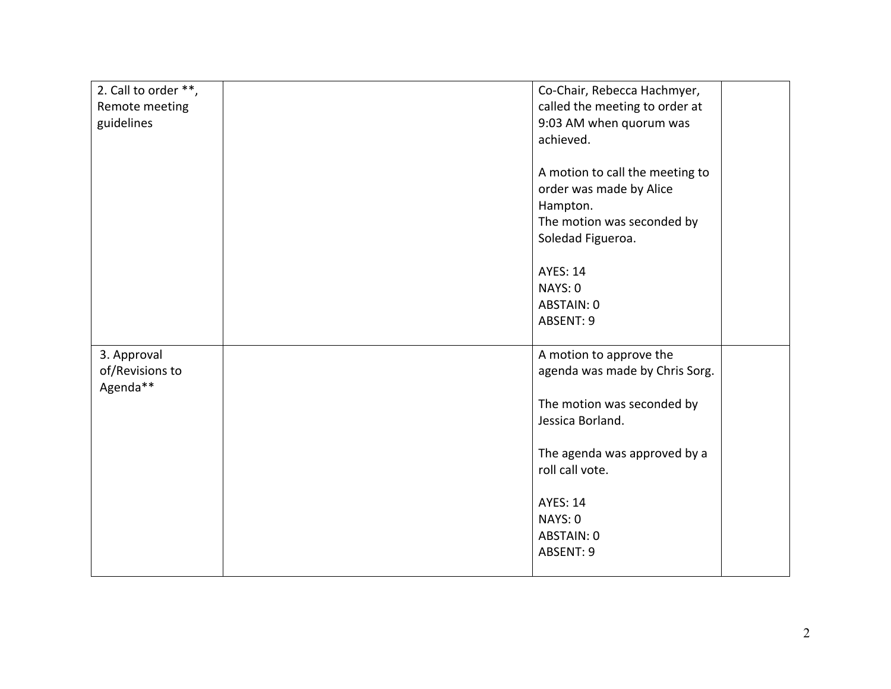| | | | |
|---|---|---|---|
| 2. Call to order **, Remote meeting guidelines | | Co-Chair, Rebecca Hachmyer, called the meeting to order at 9:03 AM when quorum was achieved.<br><br>A motion to call the meeting to order was made by Alice Hampton.<br>The motion was seconded by Soledad Figueroa.<br><br>AYES: 14<br>NAYS: 0<br>ABSTAIN: 0<br>ABSENT: 9 | |
| 3. Approval of/Revisions to Agenda** | | A motion to approve the agenda was made by Chris Sorg.<br><br>The motion was seconded by Jessica Borland.<br><br>The agenda was approved by a roll call vote.<br><br>AYES: 14<br>NAYS: 0<br>ABSTAIN: 0<br>ABSENT: 9 | |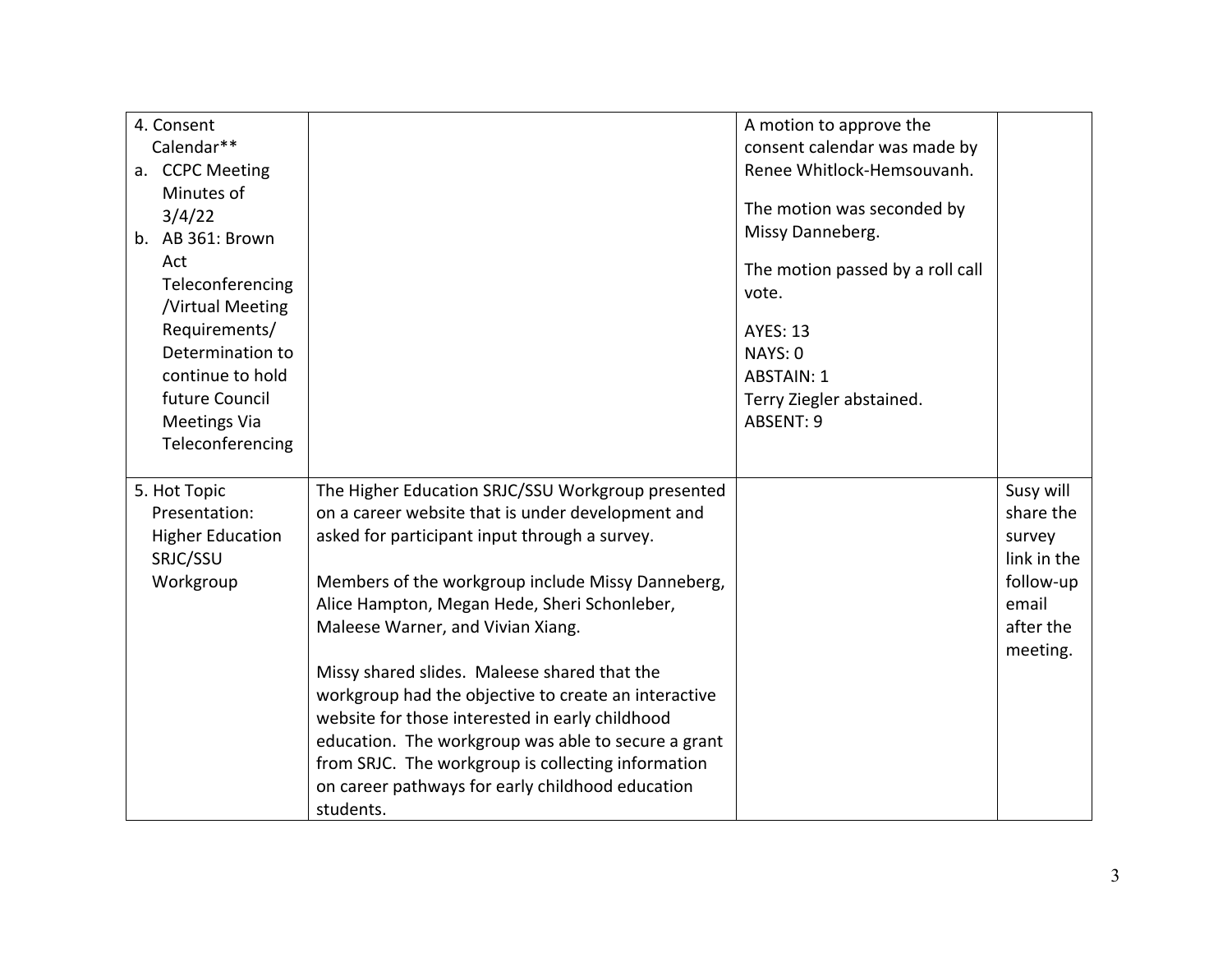| | | | |
|---|---|---|---|
| 4. Consent Calendar**<br>a. CCPC Meeting Minutes of 3/4/22<br>b. AB 361: Brown Act Teleconferencing /Virtual Meeting Requirements/ Determination to continue to hold future Council Meetings Via Teleconferencing | | A motion to approve the consent calendar was made by Renee Whitlock-Hemsouvanh.<br><br>The motion was seconded by Missy Danneberg.<br><br>The motion passed by a roll call vote.<br><br>AYES: 13<br>NAYS: 0<br>ABSTAIN: 1<br>Terry Ziegler abstained.<br>ABSENT: 9 | |
| 5. Hot Topic Presentation: Higher Education SRJC/SSU Workgroup | The Higher Education SRJC/SSU Workgroup presented on a career website that is under development and asked for participant input through a survey.<br><br>Members of the workgroup include Missy Danneberg, Alice Hampton, Megan Hede, Sheri Schonleber, Maleese Warner, and Vivian Xiang.<br><br>Missy shared slides. Maleese shared that the workgroup had the objective to create an interactive website for those interested in early childhood education. The workgroup was able to secure a grant from SRJC. The workgroup is collecting information on career pathways for early childhood education students. | | Susy will share the survey link in the follow-up email after the meeting. |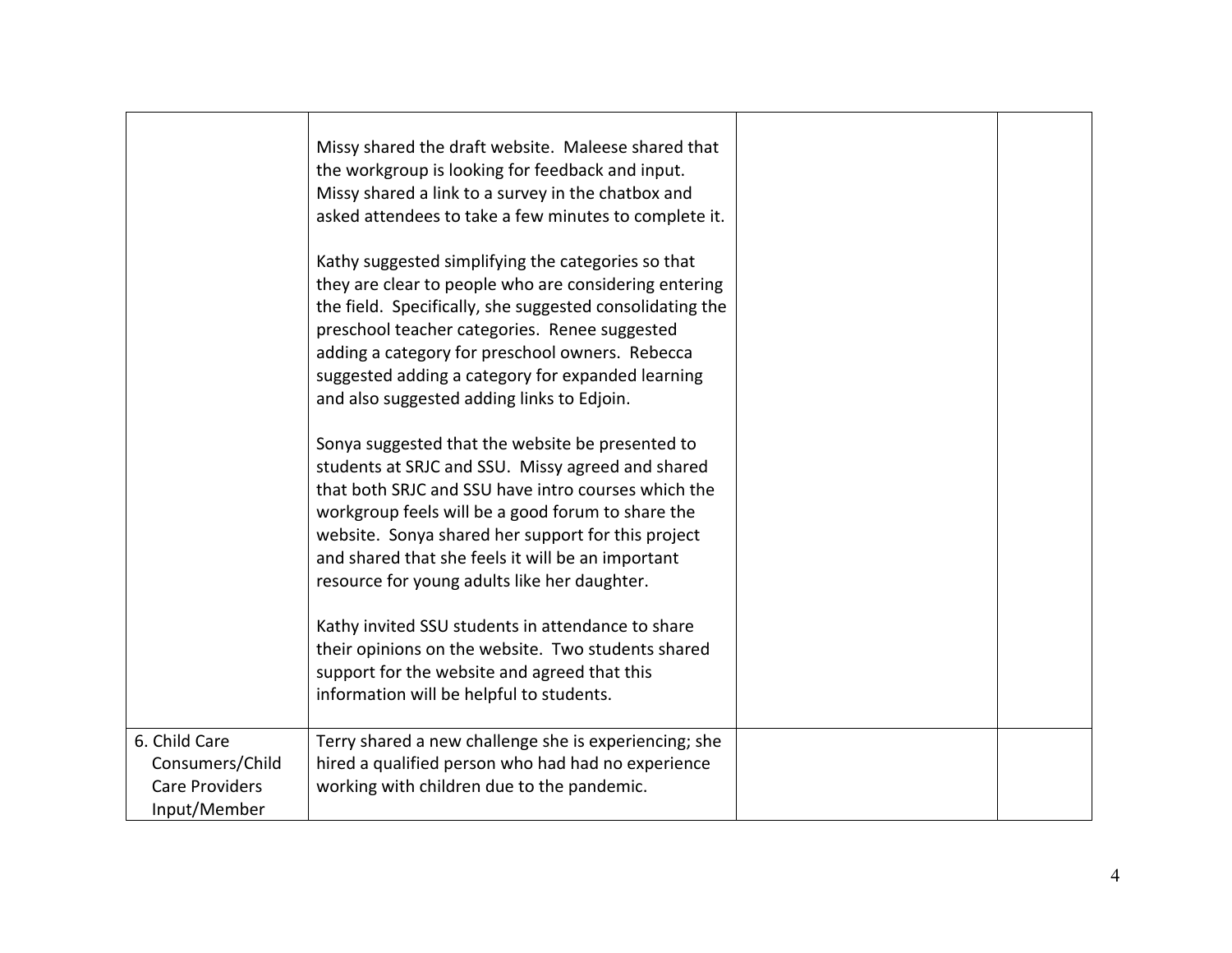| | | | |
|---|---|---|---|
| | Missy shared the draft website. Maleese shared that the workgroup is looking for feedback and input. Missy shared a link to a survey in the chatbox and asked attendees to take a few minutes to complete it.<br><br>Kathy suggested simplifying the categories so that they are clear to people who are considering entering the field. Specifically, she suggested consolidating the preschool teacher categories. Renee suggested adding a category for preschool owners. Rebecca suggested adding a category for expanded learning and also suggested adding links to Edjoin.<br><br>Sonya suggested that the website be presented to students at SRJC and SSU. Missy agreed and shared that both SRJC and SSU have intro courses which the workgroup feels will be a good forum to share the website. Sonya shared her support for this project and shared that she feels it will be an important resource for young adults like her daughter.<br><br>Kathy invited SSU students in attendance to share their opinions on the website. Two students shared support for the website and agreed that this information will be helpful to students. | | |
| 6. Child Care Consumers/Child Care Providers Input/Member | Terry shared a new challenge she is experiencing; she hired a qualified person who had had no experience working with children due to the pandemic. | | |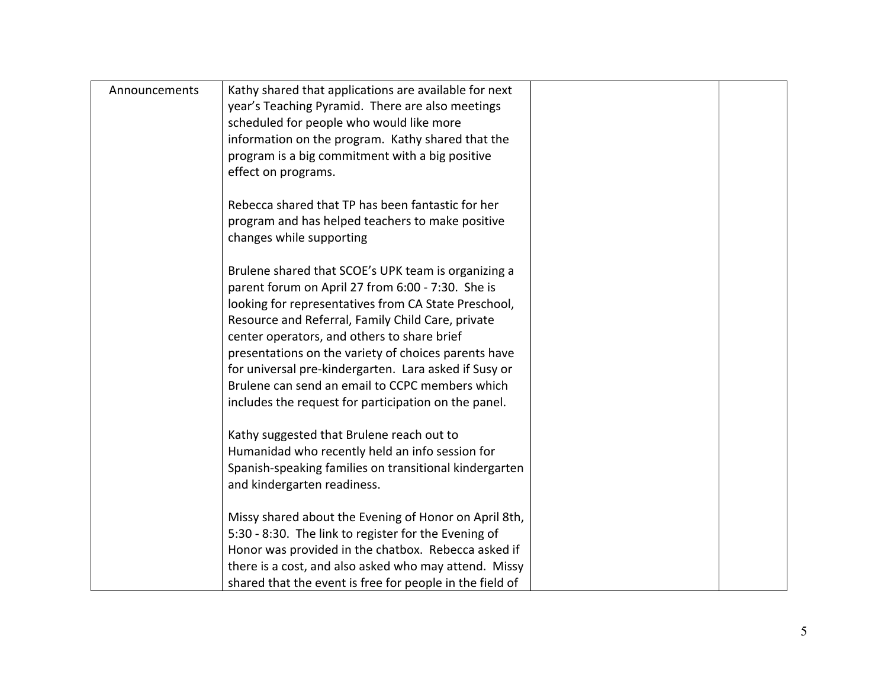| | | | |
|---|---|---|---|
| Announcements | Kathy shared that applications are available for next year's Teaching Pyramid. There are also meetings scheduled for people who would like more information on the program. Kathy shared that the program is a big commitment with a big positive effect on programs.<br><br>Rebecca shared that TP has been fantastic for her program and has helped teachers to make positive changes while supporting<br><br>Brulene shared that SCOE's UPK team is organizing a parent forum on April 27 from 6:00 - 7:30. She is looking for representatives from CA State Preschool, Resource and Referral, Family Child Care, private center operators, and others to share brief presentations on the variety of choices parents have for universal pre-kindergarten. Lara asked if Susy or Brulene can send an email to CCPC members which includes the request for participation on the panel.<br><br>Kathy suggested that Brulene reach out to Humanidad who recently held an info session for Spanish-speaking families on transitional kindergarten and kindergarten readiness.<br><br>Missy shared about the Evening of Honor on April 8th, 5:30 - 8:30. The link to register for the Evening of Honor was provided in the chatbox. Rebecca asked if there is a cost, and also asked who may attend. Missy shared that the event is free for people in the field of | | |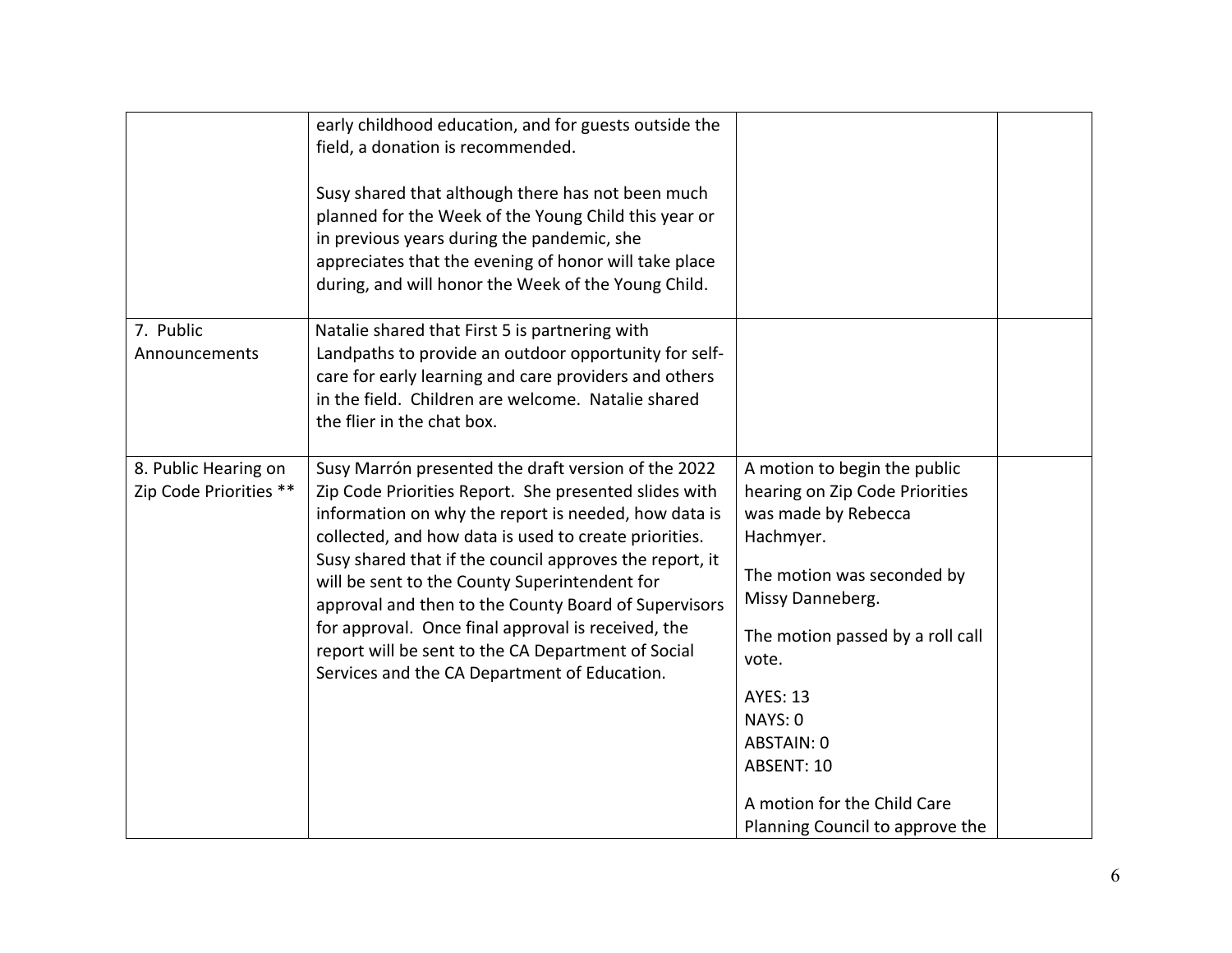| | | | |
|---|---|---|---|
| | early childhood education, and for guests outside the field, a donation is recommended.<br><br>Susy shared that although there has not been much planned for the Week of the Young Child this year or in previous years during the pandemic, she appreciates that the evening of honor will take place during, and will honor the Week of the Young Child. | | |
| 7. Public Announcements | Natalie shared that First 5 is partnering with Landpaths to provide an outdoor opportunity for self-care for early learning and care providers and others in the field. Children are welcome. Natalie shared the flier in the chat box. | | |
| 8. Public Hearing on Zip Code Priorities ** | Susy Marrón presented the draft version of the 2022 Zip Code Priorities Report. She presented slides with information on why the report is needed, how data is collected, and how data is used to create priorities. Susy shared that if the council approves the report, it will be sent to the County Superintendent for approval and then to the County Board of Supervisors for approval. Once final approval is received, the report will be sent to the CA Department of Social Services and the CA Department of Education. | A motion to begin the public hearing on Zip Code Priorities was made by Rebecca Hachmyer.<br><br>The motion was seconded by Missy Danneberg.<br><br>The motion passed by a roll call vote.<br><br>AYES: 13<br>NAYS: 0<br>ABSTAIN: 0<br>ABSENT: 10<br><br>A motion for the Child Care Planning Council to approve the | |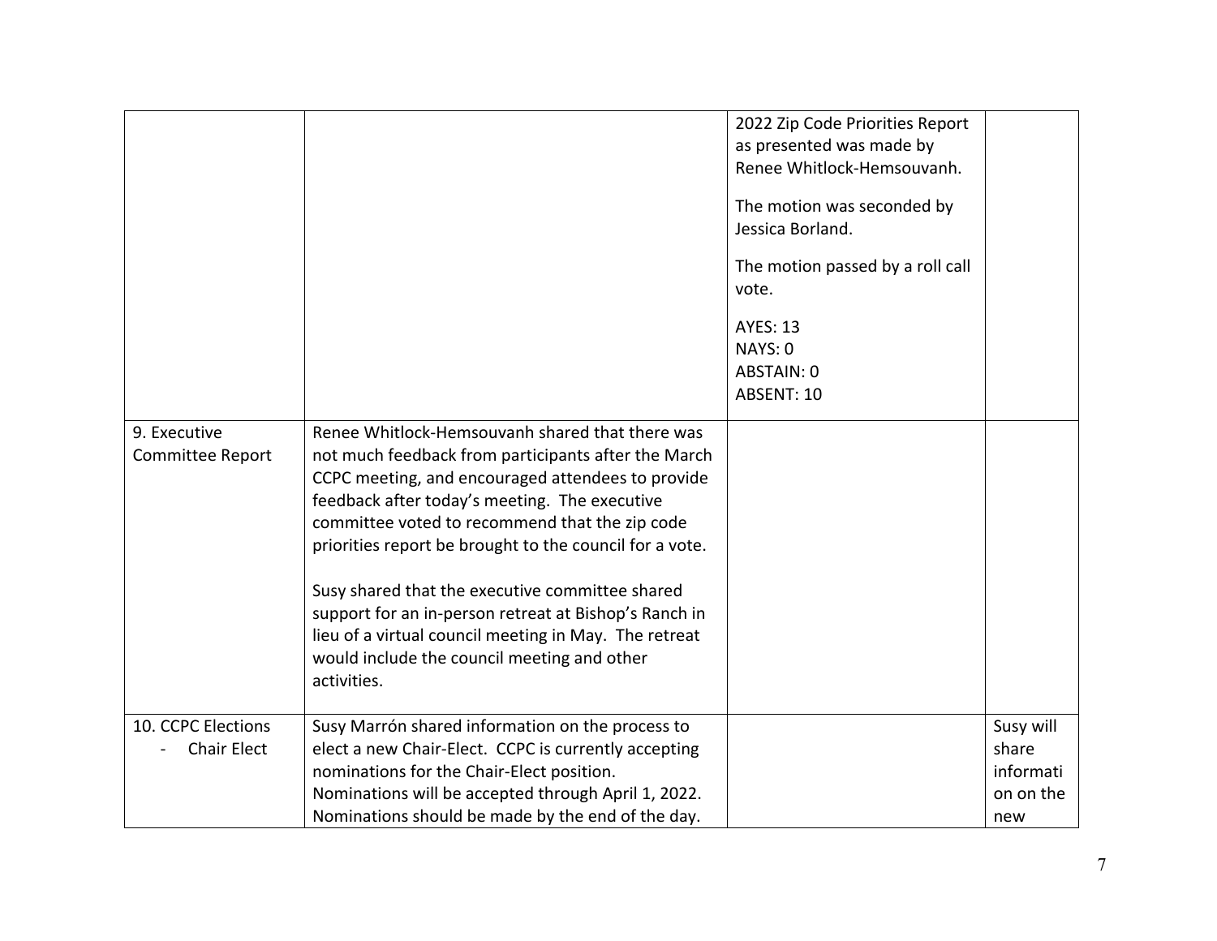| | | | |
|---|---|---|---|
| | | 2022 Zip Code Priorities Report as presented was made by Renee Whitlock-Hemsouvanh.<br><br>The motion was seconded by Jessica Borland.<br><br>The motion passed by a roll call vote.<br><br>AYES: 13<br>NAYS: 0<br>ABSTAIN: 0<br>ABSENT: 10 | |
| 9. Executive Committee Report | Renee Whitlock-Hemsouvanh shared that there was not much feedback from participants after the March CCPC meeting, and encouraged attendees to provide feedback after today's meeting. The executive committee voted to recommend that the zip code priorities report be brought to the council for a vote.<br><br>Susy shared that the executive committee shared support for an in-person retreat at Bishop's Ranch in lieu of a virtual council meeting in May. The retreat would include the council meeting and other activities. | | |
| 10. CCPC Elections<br>- Chair Elect | Susy Marrón shared information on the process to elect a new Chair-Elect. CCPC is currently accepting nominations for the Chair-Elect position. Nominations will be accepted through April 1, 2022. Nominations should be made by the end of the day. | | Susy will share information on the new |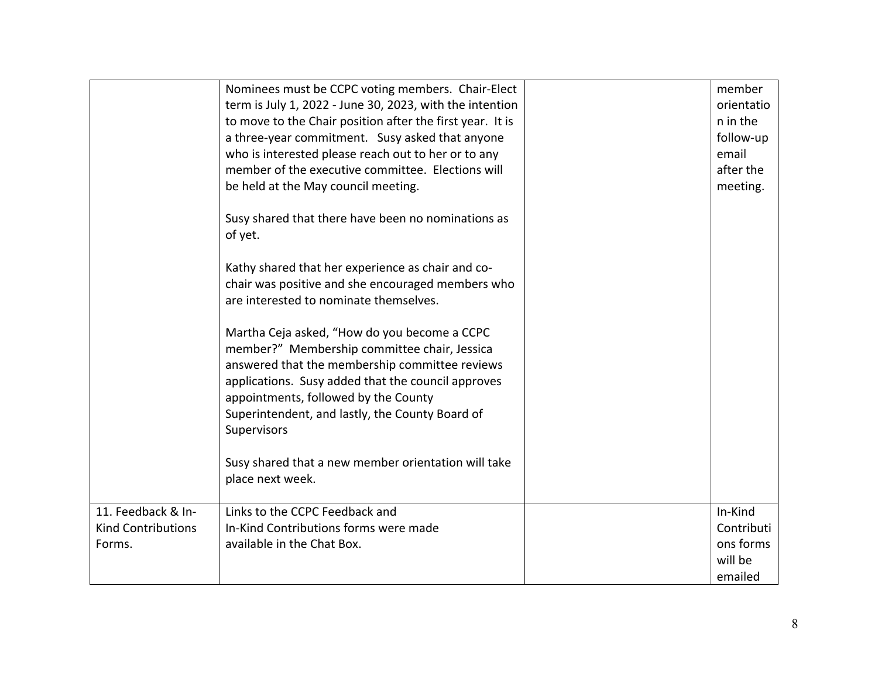| | | | |
|---|---|---|---|
| | Nominees must be CCPC voting members. Chair-Elect term is July 1, 2022 - June 30, 2023, with the intention to move to the Chair position after the first year. It is a three-year commitment. Susy asked that anyone who is interested please reach out to her or to any member of the executive committee. Elections will be held at the May council meeting.<br><br>Susy shared that there have been no nominations as of yet.<br><br>Kathy shared that her experience as chair and co-chair was positive and she encouraged members who are interested to nominate themselves.<br><br>Martha Ceja asked, "How do you become a CCPC member?" Membership committee chair, Jessica answered that the membership committee reviews applications. Susy added that the council approves appointments, followed by the County Superintendent, and lastly, the County Board of Supervisors<br><br>Susy shared that a new member orientation will take place next week. | | member orientation in the follow-up email after the meeting. |
| 11. Feedback & In-Kind Contributions Forms. | Links to the CCPC Feedback and In-Kind Contributions forms were made available in the Chat Box. | | In-Kind Contributions forms will be emailed |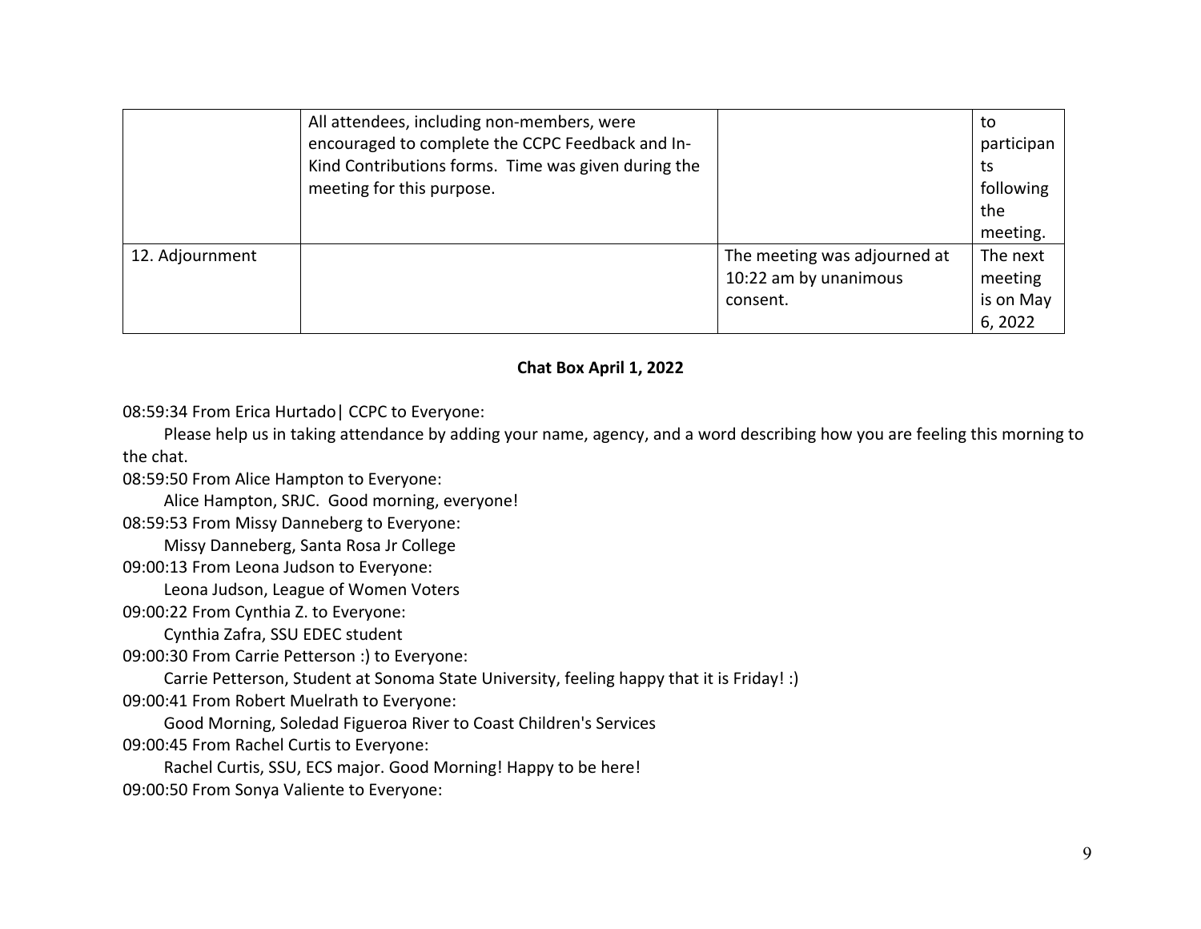|  |  |  |  |
|---|---|---|---|
|  | All attendees, including non-members, were encouraged to complete the CCPC Feedback and In-Kind Contributions forms. Time was given during the meeting for this purpose. |  | to participants following the meeting. |
| 12. Adjournment |  | The meeting was adjourned at 10:22 am by unanimous consent. | The next meeting is on May 6, 2022 |

**Chat Box April 1, 2022**

08:59:34 From Erica Hurtado| CCPC to Everyone:
 Please help us in taking attendance by adding your name, agency, and a word describing how you are feeling this morning to the chat.
08:59:50 From Alice Hampton to Everyone:
 Alice Hampton, SRJC. Good morning, everyone!
08:59:53 From Missy Danneberg to Everyone:
 Missy Danneberg, Santa Rosa Jr College
09:00:13 From Leona Judson to Everyone:
 Leona Judson, League of Women Voters
09:00:22 From Cynthia Z. to Everyone:
 Cynthia Zafra, SSU EDEC student
09:00:30 From Carrie Petterson :) to Everyone:
 Carrie Petterson, Student at Sonoma State University, feeling happy that it is Friday! :)
09:00:41 From Robert Muelrath to Everyone:
 Good Morning, Soledad Figueroa River to Coast Children's Services
09:00:45 From Rachel Curtis to Everyone:
 Rachel Curtis, SSU, ECS major. Good Morning! Happy to be here!
09:00:50 From Sonya Valiente to Everyone: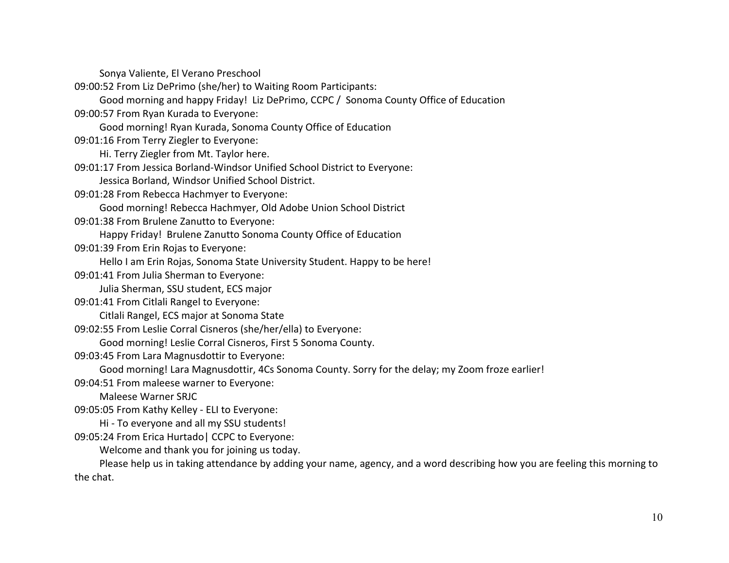Sonya Valiente, El Verano Preschool

09:00:52 From Liz DePrimo (she/her) to Waiting Room Participants:

Good morning and happy Friday!  Liz DePrimo, CCPC /  Sonoma County Office of Education

09:00:57 From Ryan Kurada to Everyone:

Good morning! Ryan Kurada, Sonoma County Office of Education

09:01:16 From Terry Ziegler to Everyone:

Hi. Terry Ziegler from Mt. Taylor here.

09:01:17 From Jessica Borland-Windsor Unified School District to Everyone:

Jessica Borland, Windsor Unified School District.

09:01:28 From Rebecca Hachmyer to Everyone:

Good morning! Rebecca Hachmyer, Old Adobe Union School District

09:01:38 From Brulene Zanutto to Everyone:

Happy Friday!  Brulene Zanutto Sonoma County Office of Education

09:01:39 From Erin Rojas to Everyone:

Hello I am Erin Rojas, Sonoma State University Student. Happy to be here!

09:01:41 From Julia Sherman to Everyone:

Julia Sherman, SSU student, ECS major

09:01:41 From Citlali Rangel to Everyone:

Citlali Rangel, ECS major at Sonoma State

09:02:55 From Leslie Corral Cisneros (she/her/ella) to Everyone:

Good morning! Leslie Corral Cisneros, First 5 Sonoma County.

09:03:45 From Lara Magnusdottir to Everyone:

Good morning! Lara Magnusdottir, 4Cs Sonoma County. Sorry for the delay; my Zoom froze earlier!

09:04:51 From maleese warner to Everyone:

Maleese Warner SRJC

09:05:05 From Kathy Kelley - ELI to Everyone:

Hi - To everyone and all my SSU students!

09:05:24 From Erica Hurtado| CCPC to Everyone:

Welcome and thank you for joining us today.

Please help us in taking attendance by adding your name, agency, and a word describing how you are feeling this morning to the chat.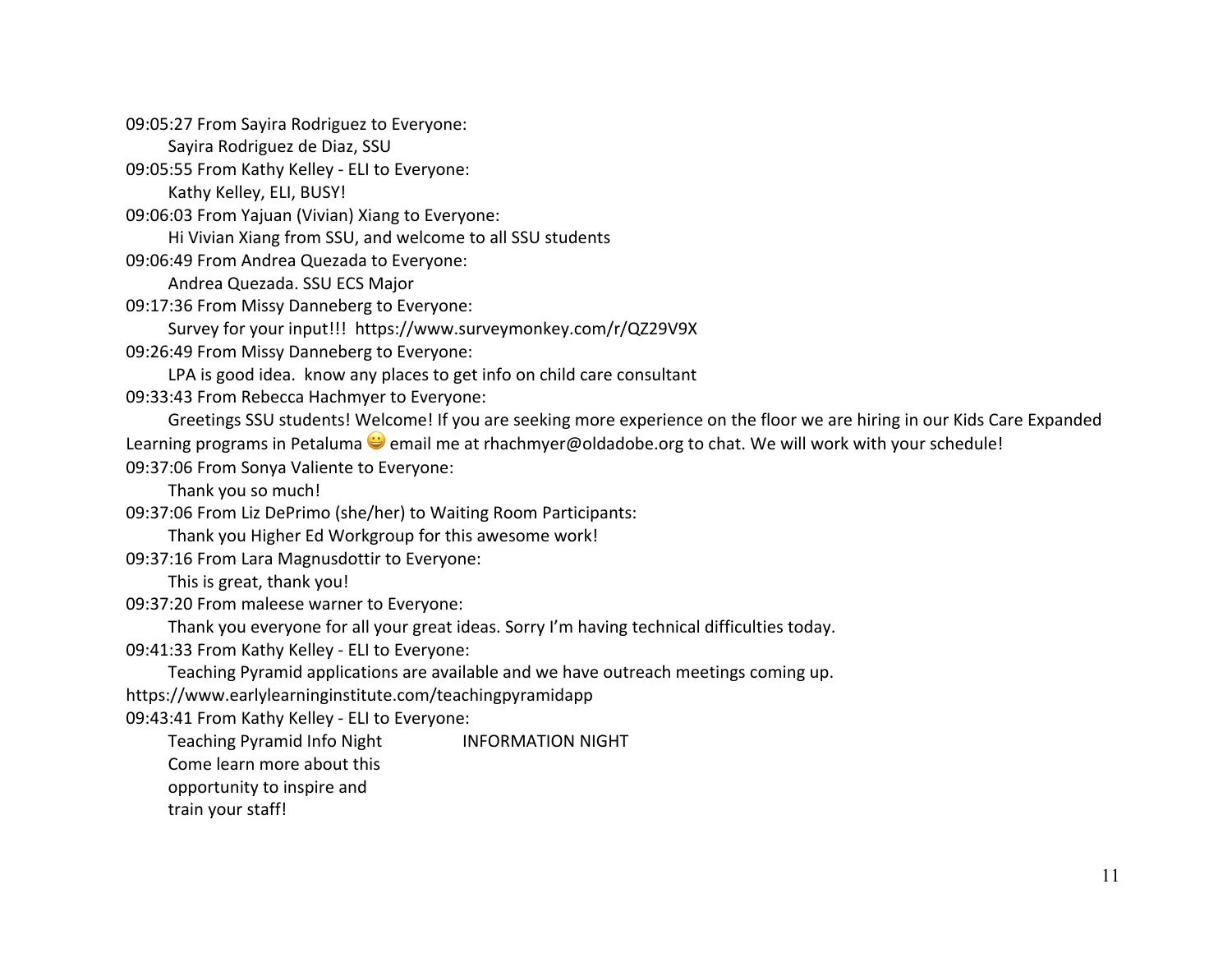09:05:27 From Sayira Rodriguez to Everyone:

Sayira Rodriguez de Diaz, SSU

09:05:55 From Kathy Kelley - ELI to Everyone:

Kathy Kelley, ELI, BUSY!

09:06:03 From Yajuan (Vivian) Xiang to Everyone:

Hi Vivian Xiang from SSU, and welcome to all SSU students

09:06:49 From Andrea Quezada to Everyone:

Andrea Quezada. SSU ECS Major

09:17:36 From Missy Danneberg to Everyone:

Survey for your input!!! https://www.surveymonkey.com/r/QZ29V9X

09:26:49 From Missy Danneberg to Everyone:

LPA is good idea. know any places to get info on child care consultant

09:33:43 From Rebecca Hachmyer to Everyone:

Greetings SSU students! Welcome! If you are seeking more experience on the floor we are hiring in our Kids Care Expanded Learning programs in Petaluma 😀 email me at rhachmyer@oldadobe.org to chat. We will work with your schedule!

09:37:06 From Sonya Valiente to Everyone:

Thank you so much!

09:37:06 From Liz DePrimo (she/her) to Waiting Room Participants:

Thank you Higher Ed Workgroup for this awesome work!

09:37:16 From Lara Magnusdottir to Everyone:

This is great, thank you!

09:37:20 From maleese warner to Everyone:

Thank you everyone for all your great ideas. Sorry I'm having technical difficulties today.

09:41:33 From Kathy Kelley - ELI to Everyone:

Teaching Pyramid applications are available and we have outreach meetings coming up. https://www.earlylearninginstitute.com/teachingpyramidapp

09:43:41 From Kathy Kelley - ELI to Everyone:

Teaching Pyramid Info Night INFORMATION NIGHT
Come learn more about this
opportunity to inspire and
train your staff!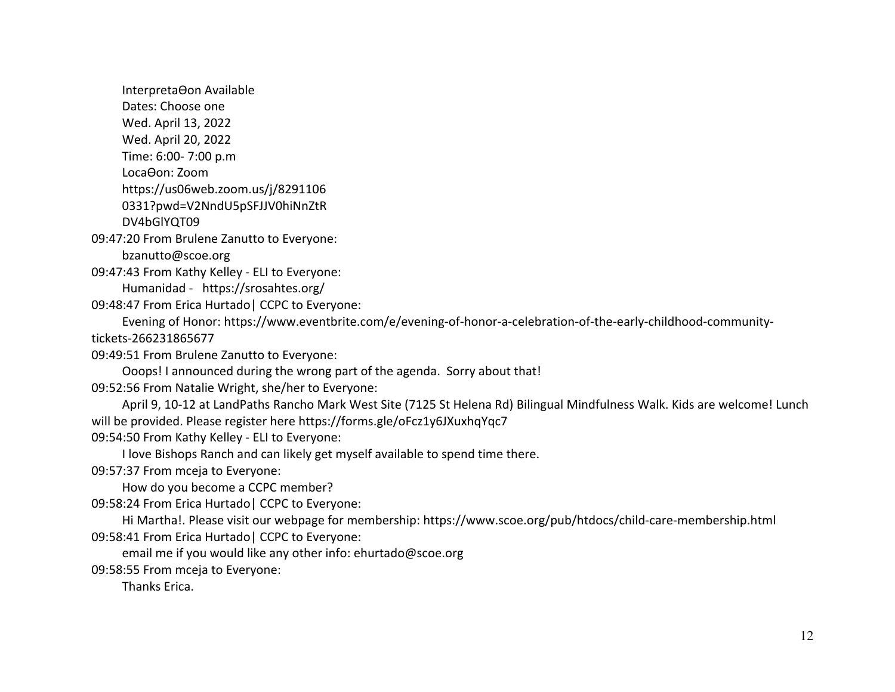InterpretaƟon Available
Dates: Choose one
Wed. April 13, 2022
Wed. April 20, 2022
Time: 6:00- 7:00 p.m
LocaƟon: Zoom
https://us06web.zoom.us/j/8291106
0331?pwd=V2NndU5pSFJJV0hiNnZtR
DV4bGlYQT09

09:47:20 From Brulene Zanutto to Everyone:
bzanutto@scoe.org

09:47:43 From Kathy Kelley - ELI to Everyone:
Humanidad - https://srosahtes.org/

09:48:47 From Erica Hurtado| CCPC to Everyone:
Evening of Honor: https://www.eventbrite.com/e/evening-of-honor-a-celebration-of-the-early-childhood-community-tickets-266231865677

09:49:51 From Brulene Zanutto to Everyone:
Ooops! I announced during the wrong part of the agenda. Sorry about that!

09:52:56 From Natalie Wright, she/her to Everyone:
April 9, 10-12 at LandPaths Rancho Mark West Site (7125 St Helena Rd) Bilingual Mindfulness Walk. Kids are welcome! Lunch will be provided. Please register here https://forms.gle/oFcz1y6JXuxhqYqc7

09:54:50 From Kathy Kelley - ELI to Everyone:
I love Bishops Ranch and can likely get myself available to spend time there.

09:57:37 From mceja to Everyone:
How do you become a CCPC member?

09:58:24 From Erica Hurtado| CCPC to Everyone:
Hi Martha!. Please visit our webpage for membership: https://www.scoe.org/pub/htdocs/child-care-membership.html

09:58:41 From Erica Hurtado| CCPC to Everyone:
email me if you would like any other info: ehurtado@scoe.org

09:58:55 From mceja to Everyone:
Thanks Erica.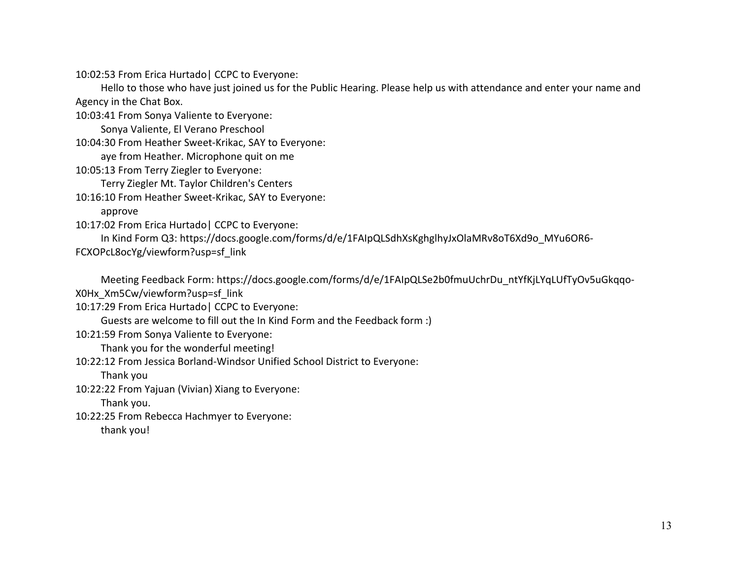10:02:53 From Erica Hurtado| CCPC to Everyone:

Hello to those who have just joined us for the Public Hearing. Please help us with attendance and enter your name and Agency in the Chat Box.

10:03:41 From Sonya Valiente to Everyone:

Sonya Valiente, El Verano Preschool

10:04:30 From Heather Sweet-Krikac, SAY to Everyone:

aye from Heather. Microphone quit on me

10:05:13 From Terry Ziegler to Everyone:

Terry Ziegler Mt. Taylor Children's Centers

10:16:10 From Heather Sweet-Krikac, SAY to Everyone:

approve

10:17:02 From Erica Hurtado| CCPC to Everyone:

In Kind Form Q3: https://docs.google.com/forms/d/e/1FAIpQLSdhXsKghglhyJxOlaMRv8oT6Xd9o_MYu6OR6-FCXOPcL8ocYg/viewform?usp=sf_link

Meeting Feedback Form: https://docs.google.com/forms/d/e/1FAIpQLSe2b0fmuUchrDu_ntYfKjLYqLUfTyOv5uGkqqo-X0Hx_Xm5Cw/viewform?usp=sf_link

10:17:29 From Erica Hurtado| CCPC to Everyone:

Guests are welcome to fill out the In Kind Form and the Feedback form :)

10:21:59 From Sonya Valiente to Everyone:

Thank you for the wonderful meeting!

10:22:12 From Jessica Borland-Windsor Unified School District to Everyone:

Thank you

10:22:22 From Yajuan (Vivian) Xiang to Everyone:

Thank you.

10:22:25 From Rebecca Hachmyer to Everyone:

thank you!